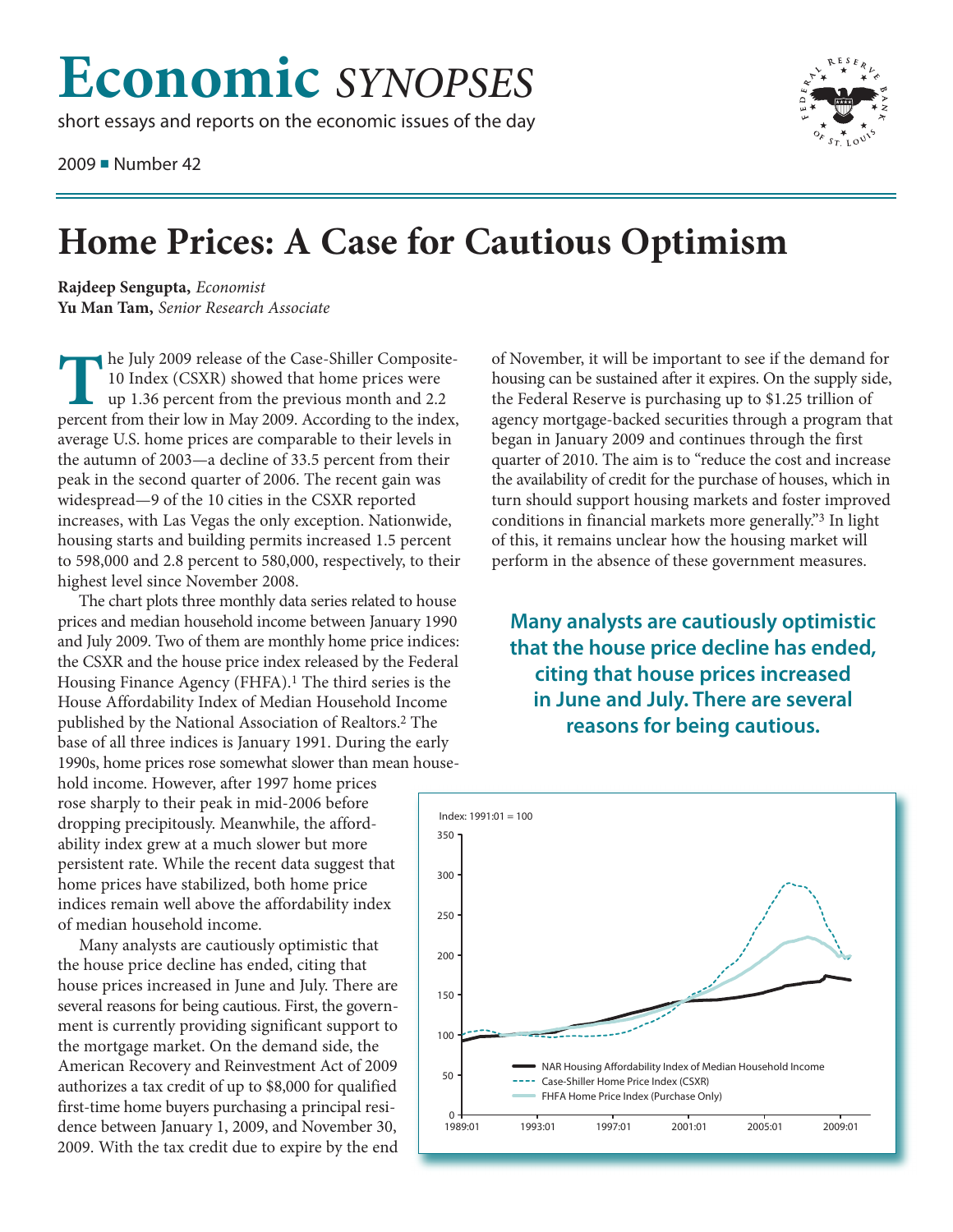# Economic *SYNOPSES*

short essays and reports on the economic issues of the day

2009 ■ Number 42

# Home Prices: A Case for Cautious Optimism

**Rajdeep Sengupta,** *Economist*
**Yu Man Tam,** *Senior Research Associate*

The July 2009 release of the Case-Shiller Composite-10 Index (CSXR) showed that home prices were up 1.36 percent from the previous month and 2.2 percent from their low in May 2009. According to the index, average U.S. home prices are comparable to their levels in the autumn of 2003—a decline of 33.5 percent from their peak in the second quarter of 2006. The recent gain was widespread—9 of the 10 cities in the CSXR reported increases, with Las Vegas the only exception. Nationwide, housing starts and building permits increased 1.5 percent to 598,000 and 2.8 percent to 580,000, respectively, to their highest level since November 2008.

The chart plots three monthly data series related to house prices and median household income between January 1990 and July 2009. Two of them are monthly home price indices: the CSXR and the house price index released by the Federal Housing Finance Agency (FHFA).[1] The third series is the House Affordability Index of Median Household Income published by the National Association of Realtors.[2] The base of all three indices is January 1991. During the early 1990s, home prices rose somewhat slower than mean household income. However, after 1997 home prices rose sharply to their peak in mid-2006 before dropping precipitously. Meanwhile, the affordability index grew at a much slower but more persistent rate. While the recent data suggest that home prices have stabilized, both home price indices remain well above the affordability index of median household income.

Many analysts are cautiously optimistic that the house price decline has ended, citing that house prices increased in June and July. There are several reasons for being cautious. First, the government is currently providing significant support to the mortgage market. On the demand side, the American Recovery and Reinvestment Act of 2009 authorizes a tax credit of up to $8,000 for qualified first-time home buyers purchasing a principal residence between January 1, 2009, and November 30, 2009. With the tax credit due to expire by the end of November, it will be important to see if the demand for housing can be sustained after it expires. On the supply side, the Federal Reserve is purchasing up to $1.25 trillion of agency mortgage-backed securities through a program that began in January 2009 and continues through the first quarter of 2010. The aim is to "reduce the cost and increase the availability of credit for the purchase of houses, which in turn should support housing markets and foster improved conditions in financial markets more generally."[3] In light of this, it remains unclear how the housing market will perform in the absence of these government measures.

**Many analysts are cautiously optimistic that the house price decline has ended, citing that house prices increased in June and July. There are several reasons for being cautious.**

Index: 1991:01 = 100

Legend: NAR Housing Affordability Index of Median Household Income; Case-Shiller Home Price Index (CSXR); FHFA Home Price Index (Purchase Only)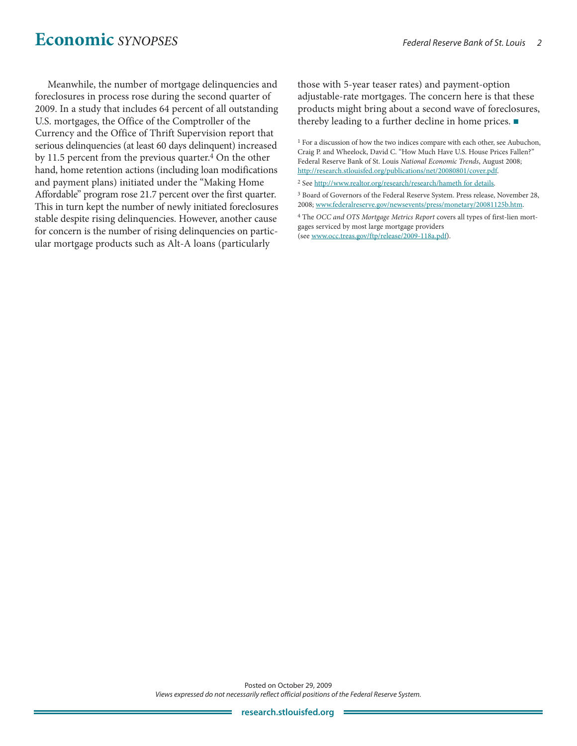Meanwhile, the number of mortgage delinquencies and foreclosures in process rose during the second quarter of 2009. In a study that includes 64 percent of all outstanding U.S. mortgages, the Office of the Comptroller of the Currency and the Office of Thrift Supervision report that serious delinquencies (at least 60 days delinquent) increased by 11.5 percent from the previous quarter.[4] On the other hand, home retention actions (including loan modifications and payment plans) initiated under the "Making Home Affordable" program rose 21.7 percent over the first quarter. This in turn kept the number of newly initiated foreclosures stable despite rising delinquencies. However, another cause for concern is the number of rising delinquencies on particular mortgage products such as Alt-A loans (particularly those with 5-year teaser rates) and payment-option adjustable-rate mortgages. The concern here is that these products might bring about a second wave of foreclosures, thereby leading to a further decline in home prices. ■

[1] For a discussion of how the two indices compare with each other, see Aubuchon, Craig P. and Wheelock, David C. "How Much Have U.S. House Prices Fallen?" Federal Reserve Bank of St. Louis *National Economic Trends*, August 2008; http://research.stlouisfed.org/publications/net/20080801/cover.pdf.

[2] See http://www.realtor.org/research/research/hameth for details.

[3] Board of Governors of the Federal Reserve System. Press release, November 28, 2008; www.federalreserve.gov/newsevents/press/monetary/20081125b.htm.

[4] The *OCC and OTS Mortgage Metrics Report* covers all types of first-lien mortgages serviced by most large mortgage providers (see www.occ.treas.gov/ftp/release/2009-118a.pdf).

Posted on October 29, 2009

*Views expressed do not necessarily reflect official positions of the Federal Reserve System.*